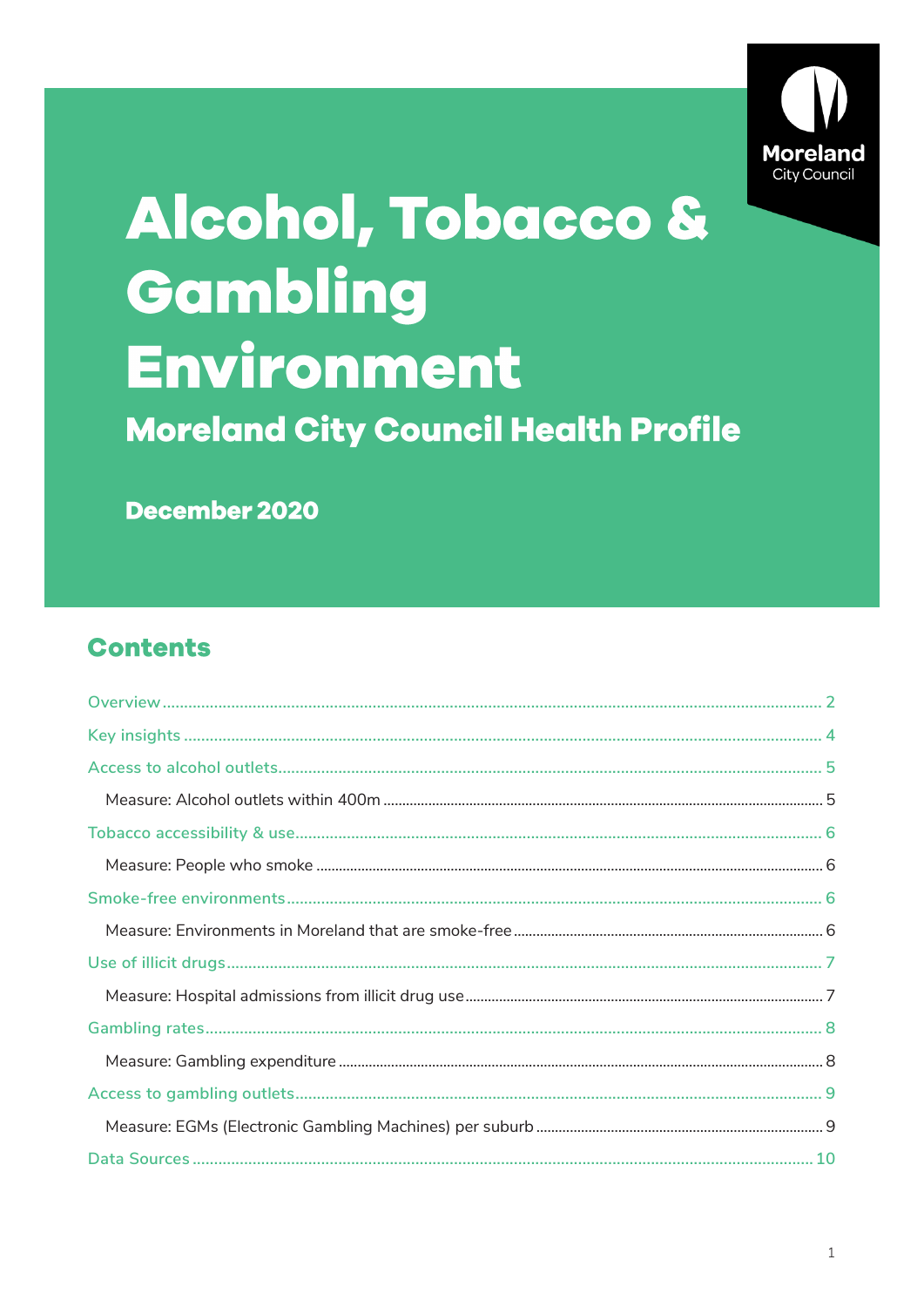Moreland City Council

# Alcohol, Tobacco & Gambling Environment

## Moreland City Council Health Profile

**December 2020**

## Contents

- Overview ........ 2
- Key insights ........ 4
- Access to alcohol outlets ........ 5
  - Measure: Alcohol outlets within 400m ........ 5
- Tobacco accessibility & use ........ 6
  - Measure: People who smoke ........ 6
- Smoke-free environments ........ 6
  - Measure: Environments in Moreland that are smoke-free ........ 6
- Use of illicit drugs ........ 7
  - Measure: Hospital admissions from illicit drug use ........ 7
- Gambling rates ........ 8
  - Measure: Gambling expenditure ........ 8
- Access to gambling outlets ........ 9
  - Measure: EGMs (Electronic Gambling Machines) per suburb ........ 9
- Data Sources ........ 10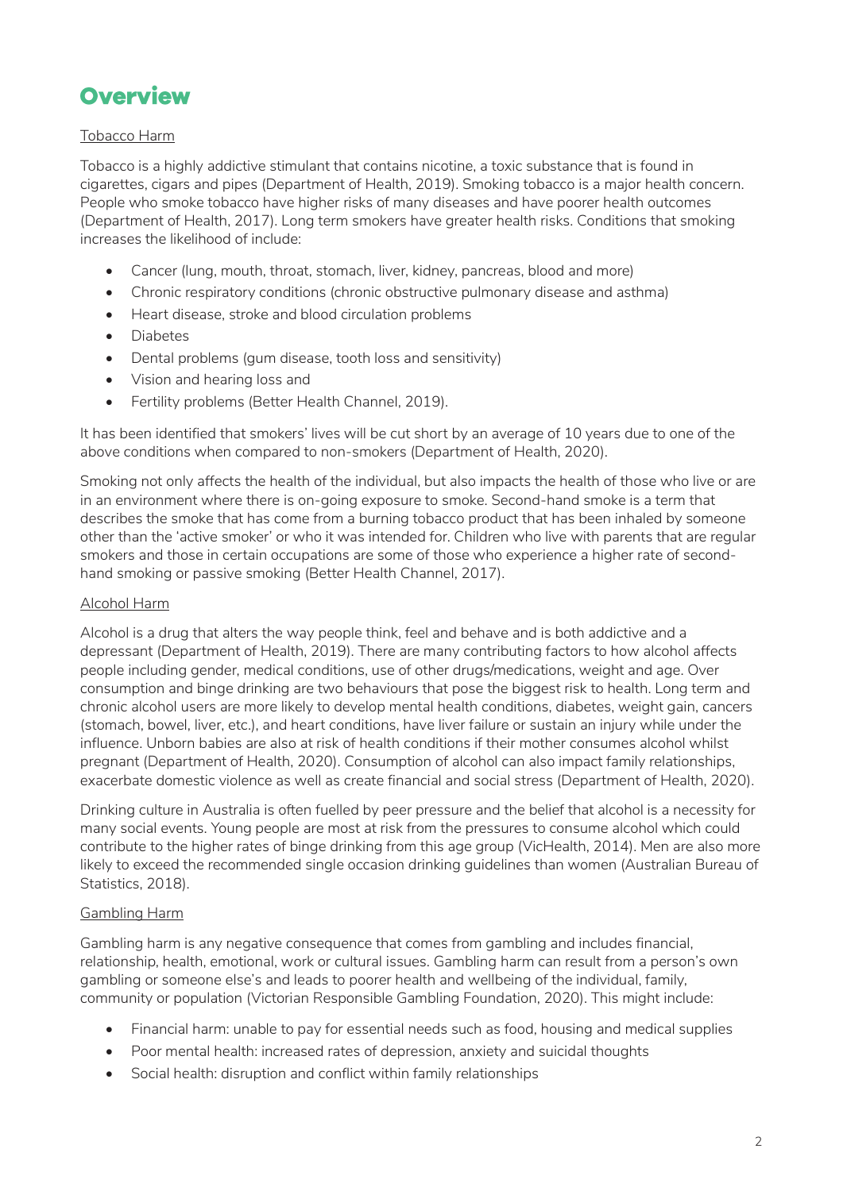# Overview

Tobacco Harm

Tobacco is a highly addictive stimulant that contains nicotine, a toxic substance that is found in cigarettes, cigars and pipes (Department of Health, 2019). Smoking tobacco is a major health concern. People who smoke tobacco have higher risks of many diseases and have poorer health outcomes (Department of Health, 2017). Long term smokers have greater health risks. Conditions that smoking increases the likelihood of include:

- Cancer (lung, mouth, throat, stomach, liver, kidney, pancreas, blood and more)
- Chronic respiratory conditions (chronic obstructive pulmonary disease and asthma)
- Heart disease, stroke and blood circulation problems
- Diabetes
- Dental problems (gum disease, tooth loss and sensitivity)
- Vision and hearing loss and
- Fertility problems (Better Health Channel, 2019).

It has been identified that smokers' lives will be cut short by an average of 10 years due to one of the above conditions when compared to non-smokers (Department of Health, 2020).

Smoking not only affects the health of the individual, but also impacts the health of those who live or are in an environment where there is on-going exposure to smoke. Second-hand smoke is a term that describes the smoke that has come from a burning tobacco product that has been inhaled by someone other than the 'active smoker' or who it was intended for. Children who live with parents that are regular smokers and those in certain occupations are some of those who experience a higher rate of second-hand smoking or passive smoking (Better Health Channel, 2017).

Alcohol Harm

Alcohol is a drug that alters the way people think, feel and behave and is both addictive and a depressant (Department of Health, 2019). There are many contributing factors to how alcohol affects people including gender, medical conditions, use of other drugs/medications, weight and age. Over consumption and binge drinking are two behaviours that pose the biggest risk to health. Long term and chronic alcohol users are more likely to develop mental health conditions, diabetes, weight gain, cancers (stomach, bowel, liver, etc.), and heart conditions, have liver failure or sustain an injury while under the influence. Unborn babies are also at risk of health conditions if their mother consumes alcohol whilst pregnant (Department of Health, 2020). Consumption of alcohol can also impact family relationships, exacerbate domestic violence as well as create financial and social stress (Department of Health, 2020).

Drinking culture in Australia is often fuelled by peer pressure and the belief that alcohol is a necessity for many social events. Young people are most at risk from the pressures to consume alcohol which could contribute to the higher rates of binge drinking from this age group (VicHealth, 2014). Men are also more likely to exceed the recommended single occasion drinking guidelines than women (Australian Bureau of Statistics, 2018).

Gambling Harm

Gambling harm is any negative consequence that comes from gambling and includes financial, relationship, health, emotional, work or cultural issues. Gambling harm can result from a person's own gambling or someone else's and leads to poorer health and wellbeing of the individual, family, community or population (Victorian Responsible Gambling Foundation, 2020). This might include:

- Financial harm: unable to pay for essential needs such as food, housing and medical supplies
- Poor mental health: increased rates of depression, anxiety and suicidal thoughts
- Social health: disruption and conflict within family relationships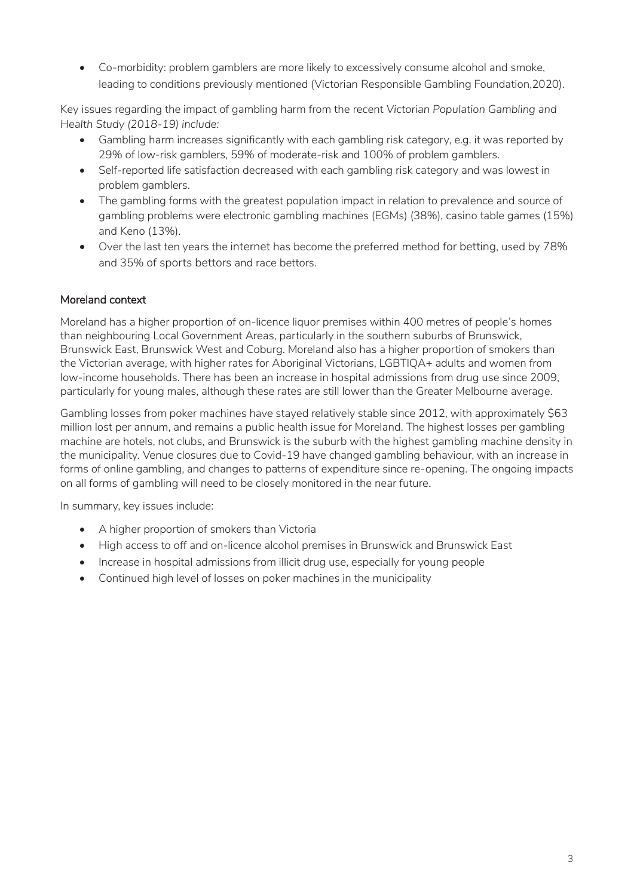- Co-morbidity: problem gamblers are more likely to excessively consume alcohol and smoke, leading to conditions previously mentioned (Victorian Responsible Gambling Foundation,2020).

Key issues regarding the impact of gambling harm from the recent *Victorian Population Gambling and Health Study (2018-19) include:*

- Gambling harm increases significantly with each gambling risk category, e.g. it was reported by 29% of low-risk gamblers, 59% of moderate-risk and 100% of problem gamblers.
- Self-reported life satisfaction decreased with each gambling risk category and was lowest in problem gamblers.
- The gambling forms with the greatest population impact in relation to prevalence and source of gambling problems were electronic gambling machines (EGMs) (38%), casino table games (15%) and Keno (13%).
- Over the last ten years the internet has become the preferred method for betting, used by 78% and 35% of sports bettors and race bettors.

## Moreland context

Moreland has a higher proportion of on-licence liquor premises within 400 metres of people's homes than neighbouring Local Government Areas, particularly in the southern suburbs of Brunswick, Brunswick East, Brunswick West and Coburg. Moreland also has a higher proportion of smokers than the Victorian average, with higher rates for Aboriginal Victorians, LGBTIQA+ adults and women from low-income households. There has been an increase in hospital admissions from drug use since 2009, particularly for young males, although these rates are still lower than the Greater Melbourne average.

Gambling losses from poker machines have stayed relatively stable since 2012, with approximately $63 million lost per annum, and remains a public health issue for Moreland. The highest losses per gambling machine are hotels, not clubs, and Brunswick is the suburb with the highest gambling machine density in the municipality. Venue closures due to Covid-19 have changed gambling behaviour, with an increase in forms of online gambling, and changes to patterns of expenditure since re-opening. The ongoing impacts on all forms of gambling will need to be closely monitored in the near future.

In summary, key issues include:

- A higher proportion of smokers than Victoria
- High access to off and on-licence alcohol premises in Brunswick and Brunswick East
- Increase in hospital admissions from illicit drug use, especially for young people
- Continued high level of losses on poker machines in the municipality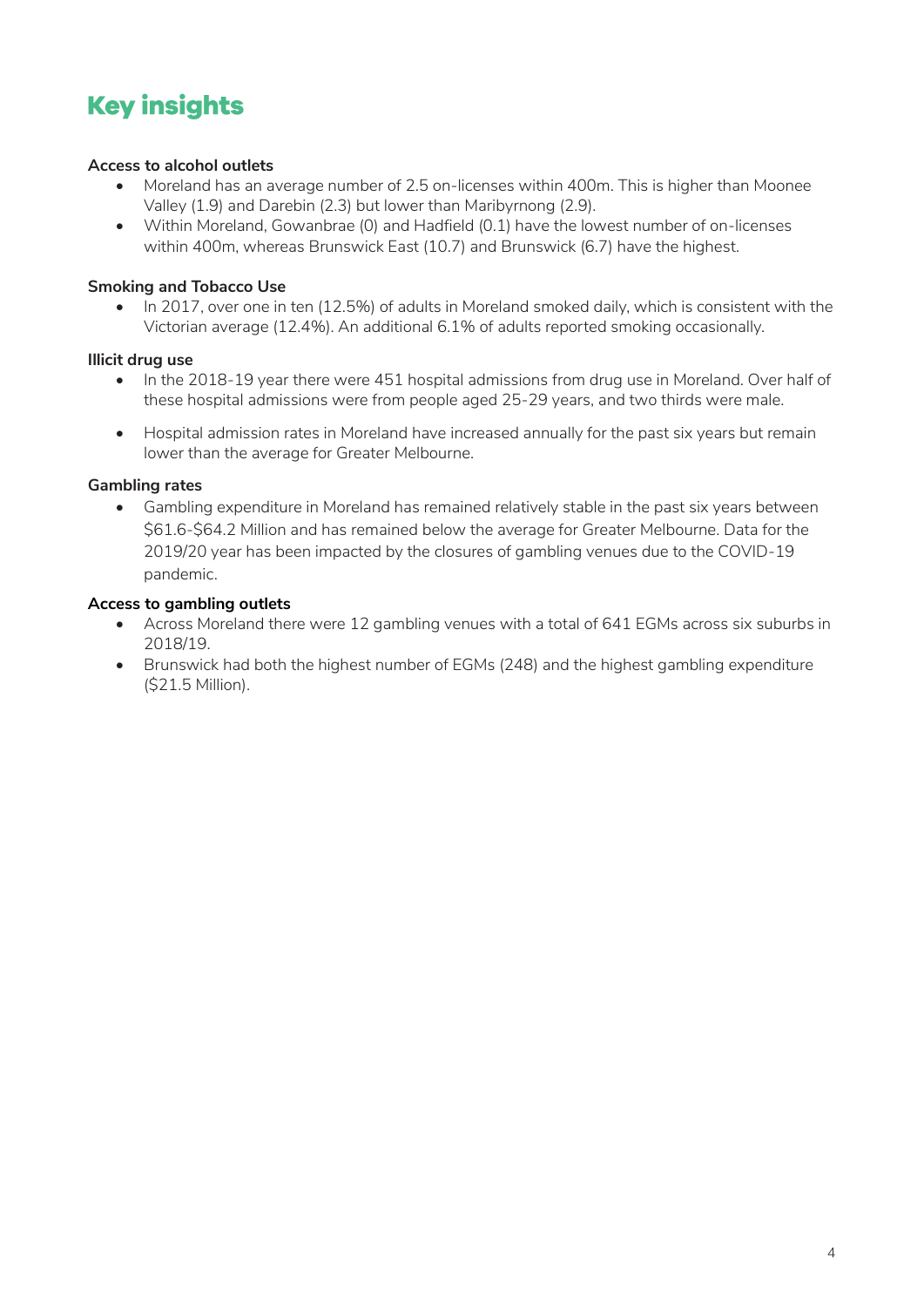# Key insights

**Access to alcohol outlets**

- Moreland has an average number of 2.5 on-licenses within 400m. This is higher than Moonee Valley (1.9) and Darebin (2.3) but lower than Maribyrnong (2.9).
- Within Moreland, Gowanbrae (0) and Hadfield (0.1) have the lowest number of on-licenses within 400m, whereas Brunswick East (10.7) and Brunswick (6.7) have the highest.

**Smoking and Tobacco Use**

- In 2017, over one in ten (12.5%) of adults in Moreland smoked daily, which is consistent with the Victorian average (12.4%). An additional 6.1% of adults reported smoking occasionally.

**Illicit drug use**

- In the 2018-19 year there were 451 hospital admissions from drug use in Moreland. Over half of these hospital admissions were from people aged 25-29 years, and two thirds were male.
- Hospital admission rates in Moreland have increased annually for the past six years but remain lower than the average for Greater Melbourne.

**Gambling rates**

- Gambling expenditure in Moreland has remained relatively stable in the past six years between $61.6-$64.2 Million and has remained below the average for Greater Melbourne. Data for the 2019/20 year has been impacted by the closures of gambling venues due to the COVID-19 pandemic.

**Access to gambling outlets**

- Across Moreland there were 12 gambling venues with a total of 641 EGMs across six suburbs in 2018/19.
- Brunswick had both the highest number of EGMs (248) and the highest gambling expenditure ($21.5 Million).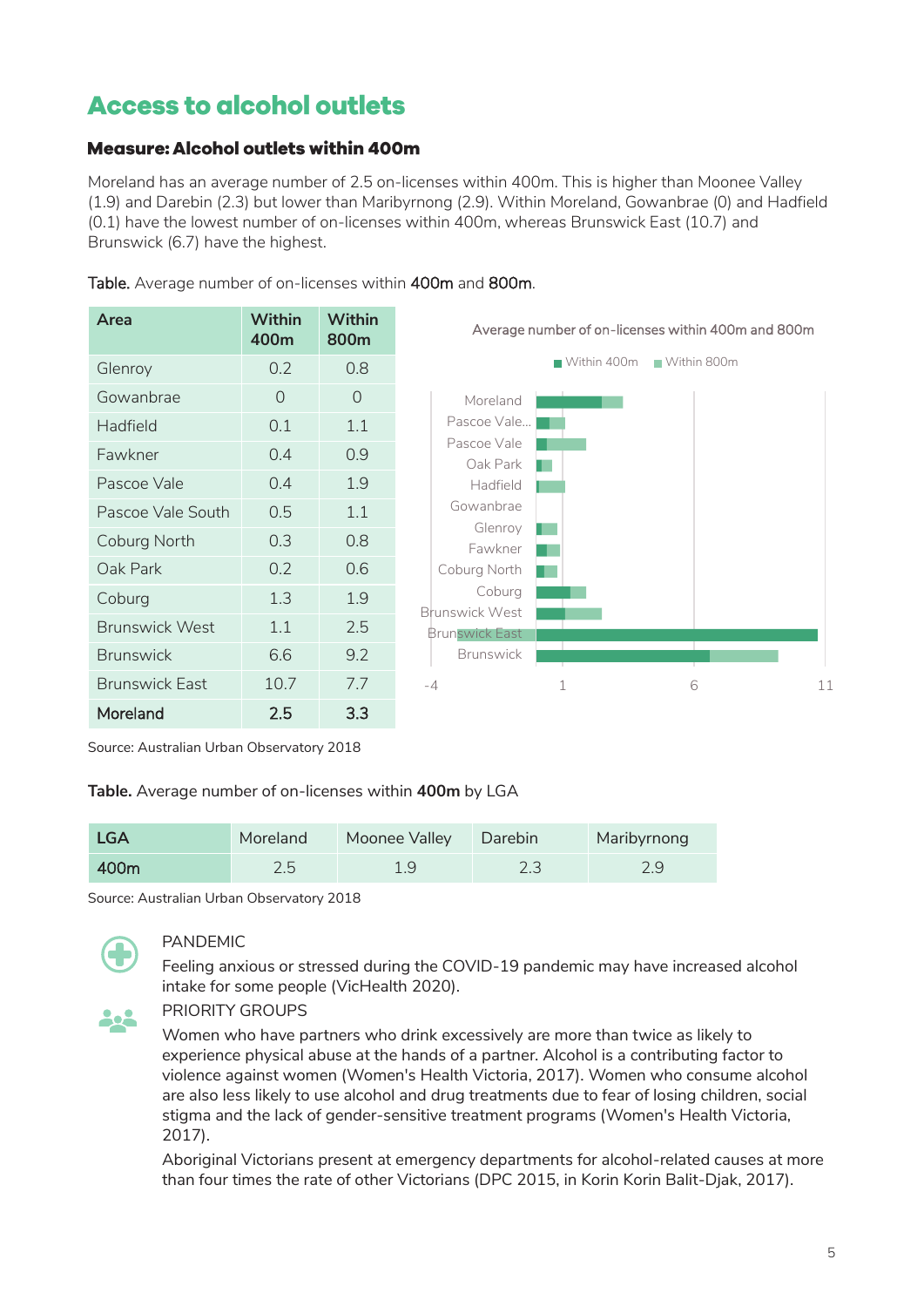# Access to alcohol outlets

### Measure: Alcohol outlets within 400m

Moreland has an average number of 2.5 on-licenses within 400m. This is higher than Moonee Valley (1.9) and Darebin (2.3) but lower than Maribyrnong (2.9). Within Moreland, Gowanbrae (0) and Hadfield (0.1) have the lowest number of on-licenses within 400m, whereas Brunswick East (10.7) and Brunswick (6.7) have the highest.

**Table.** Average number of on-licenses within **400m** and **800m**.

| Area | Within 400m | Within 800m |
|---|---|---|
| Glenroy | 0.2 | 0.8 |
| Gowanbrae | 0 | 0 |
| Hadfield | 0.1 | 1.1 |
| Fawkner | 0.4 | 0.9 |
| Pascoe Vale | 0.4 | 1.9 |
| Pascoe Vale South | 0.5 | 1.1 |
| Coburg North | 0.3 | 0.8 |
| Oak Park | 0.2 | 0.6 |
| Coburg | 1.3 | 1.9 |
| Brunswick West | 1.1 | 2.5 |
| Brunswick | 6.6 | 9.2 |
| Brunswick East | 10.7 | 7.7 |
| **Moreland** | **2.5** | **3.3** |

Average number of on-licenses within 400m and 800m

Source: Australian Urban Observatory 2018

**Table.** Average number of on-licenses within **400m** by LGA

| LGA | Moreland | Moonee Valley | Darebin | Maribyrnong |
|---|---|---|---|---|
| 400m | 2.5 | 1.9 | 2.3 | 2.9 |

Source: Australian Urban Observatory 2018

PANDEMIC

Feeling anxious or stressed during the COVID-19 pandemic may have increased alcohol intake for some people (VicHealth 2020).

PRIORITY GROUPS

Women who have partners who drink excessively are more than twice as likely to experience physical abuse at the hands of a partner. Alcohol is a contributing factor to violence against women (Women's Health Victoria, 2017). Women who consume alcohol are also less likely to use alcohol and drug treatments due to fear of losing children, social stigma and the lack of gender-sensitive treatment programs (Women's Health Victoria, 2017).

Aboriginal Victorians present at emergency departments for alcohol-related causes at more than four times the rate of other Victorians (DPC 2015, in Korin Korin Balit-Djak, 2017).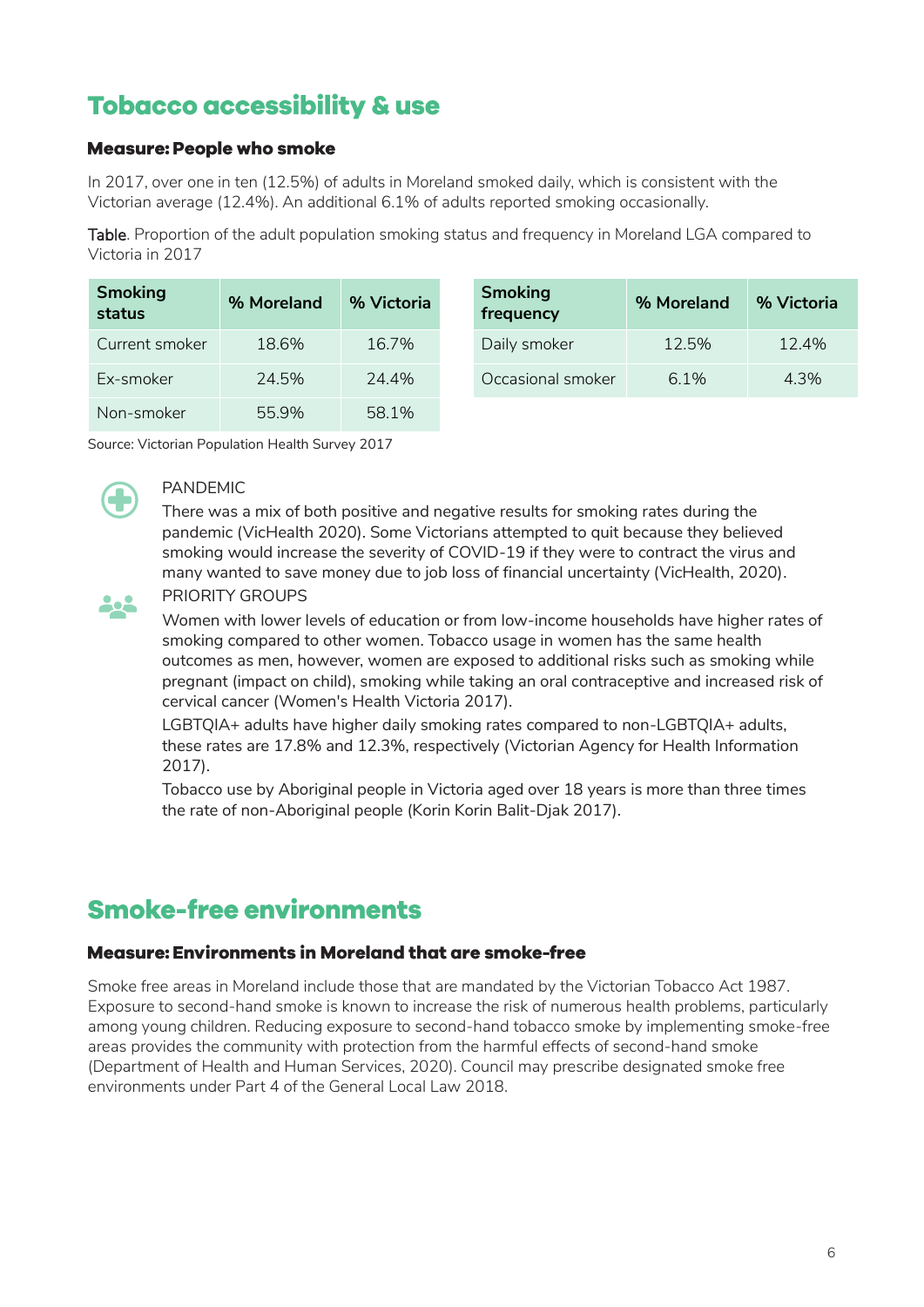## Tobacco accessibility & use

### Measure: People who smoke

In 2017, over one in ten (12.5%) of adults in Moreland smoked daily, which is consistent with the Victorian average (12.4%). An additional 6.1% of adults reported smoking occasionally.

Table. Proportion of the adult population smoking status and frequency in Moreland LGA compared to Victoria in 2017

| Smoking status | % Moreland | % Victoria |
|---|---|---|
| Current smoker | 18.6% | 16.7% |
| Ex-smoker | 24.5% | 24.4% |
| Non-smoker | 55.9% | 58.1% |

| Smoking frequency | % Moreland | % Victoria |
|---|---|---|
| Daily smoker | 12.5% | 12.4% |
| Occasional smoker | 6.1% | 4.3% |

Source: Victorian Population Health Survey 2017

PANDEMIC

There was a mix of both positive and negative results for smoking rates during the pandemic (VicHealth 2020). Some Victorians attempted to quit because they believed smoking would increase the severity of COVID-19 if they were to contract the virus and many wanted to save money due to job loss of financial uncertainty (VicHealth, 2020).

PRIORITY GROUPS

Women with lower levels of education or from low-income households have higher rates of smoking compared to other women. Tobacco usage in women has the same health outcomes as men, however, women are exposed to additional risks such as smoking while pregnant (impact on child), smoking while taking an oral contraceptive and increased risk of cervical cancer (Women's Health Victoria 2017).

LGBTQIA+ adults have higher daily smoking rates compared to non-LGBTQIA+ adults, these rates are 17.8% and 12.3%, respectively (Victorian Agency for Health Information 2017).

Tobacco use by Aboriginal people in Victoria aged over 18 years is more than three times the rate of non-Aboriginal people (Korin Korin Balit-Djak 2017).

## Smoke-free environments

### Measure: Environments in Moreland that are smoke-free

Smoke free areas in Moreland include those that are mandated by the Victorian Tobacco Act 1987. Exposure to second-hand smoke is known to increase the risk of numerous health problems, particularly among young children. Reducing exposure to second-hand tobacco smoke by implementing smoke-free areas provides the community with protection from the harmful effects of second-hand smoke (Department of Health and Human Services, 2020). Council may prescribe designated smoke free environments under Part 4 of the General Local Law 2018.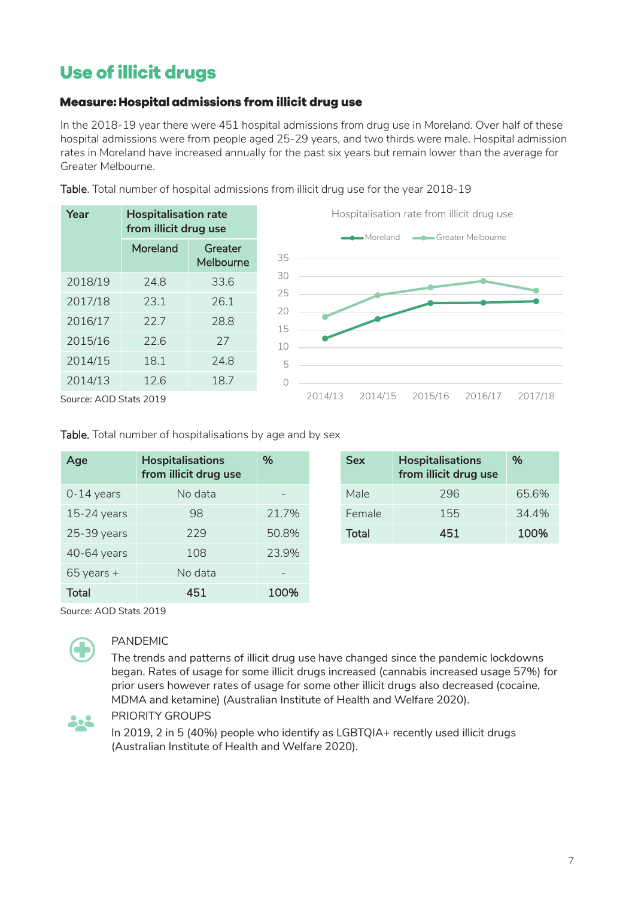# Use of illicit drugs

### Measure: Hospital admissions from illicit drug use

In the 2018-19 year there were 451 hospital admissions from drug use in Moreland. Over half of these hospital admissions were from people aged 25-29 years, and two thirds were male. Hospital admission rates in Moreland have increased annually for the past six years but remain lower than the average for Greater Melbourne.

**Table**. Total number of hospital admissions from illicit drug use for the year 2018-19

| Year | Hospitalisation rate from illicit drug use | |
|---|---|---|
| | Moreland | Greater Melbourne |
| 2018/19 | 24.8 | 33.6 |
| 2017/18 | 23.1 | 26.1 |
| 2016/17 | 22.7 | 28.8 |
| 2015/16 | 22.6 | 27 |
| 2014/15 | 18.1 | 24.8 |
| 2014/13 | 12.6 | 18.7 |

Source: AOD Stats 2019

Hospitalisation rate from illicit drug use

Moreland — Greater Melbourne

**Table.** Total number of hospitalisations by age and by sex

| Age | Hospitalisations from illicit drug use | % |
|---|---|---|
| 0-14 years | No data | - |
| 15-24 years | 98 | 21.7% |
| 25-39 years | 229 | 50.8% |
| 40-64 years | 108 | 23.9% |
| 65 years + | No data | - |
| **Total** | **451** | **100%** |

| Sex | Hospitalisations from illicit drug use | % |
|---|---|---|
| Male | 296 | 65.6% |
| Female | 155 | 34.4% |
| **Total** | **451** | **100%** |

Source: AOD Stats 2019

PANDEMIC

The trends and patterns of illicit drug use have changed since the pandemic lockdowns began. Rates of usage for some illicit drugs increased (cannabis increased usage 57%) for prior users however rates of usage for some other illicit drugs also decreased (cocaine, MDMA and ketamine) (Australian Institute of Health and Welfare 2020).

PRIORITY GROUPS

In 2019, 2 in 5 (40%) people who identify as LGBTQIA+ recently used illicit drugs (Australian Institute of Health and Welfare 2020).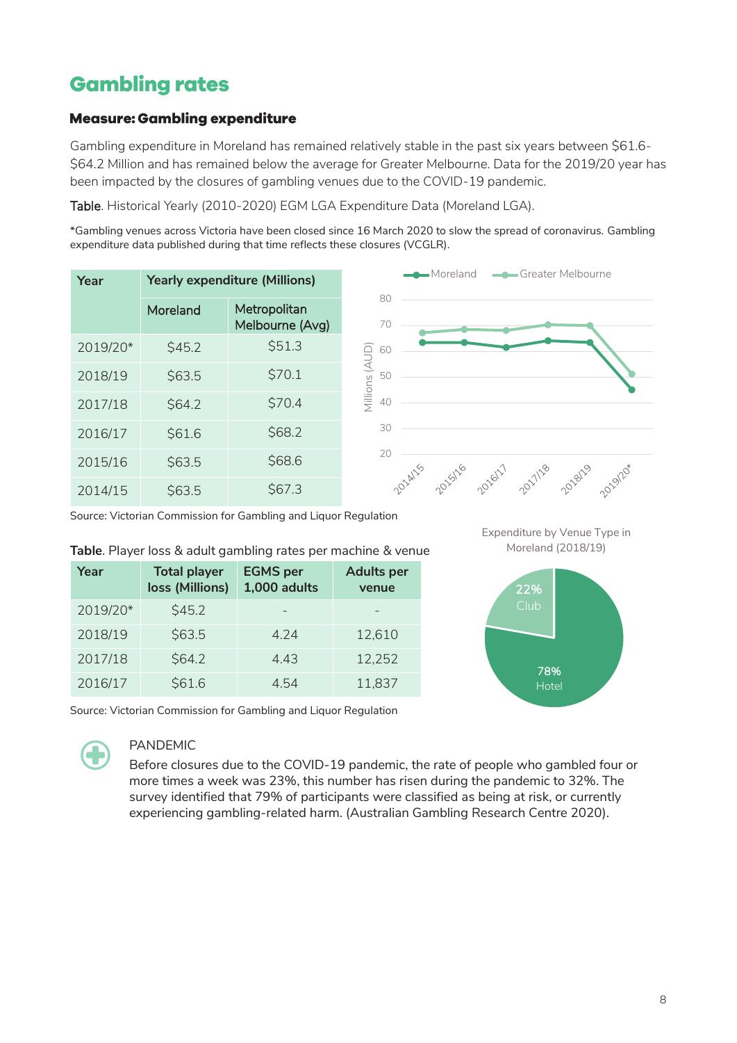# Gambling rates

### Measure: Gambling expenditure

Gambling expenditure in Moreland has remained relatively stable in the past six years between $61.6-$64.2 Million and has remained below the average for Greater Melbourne. Data for the 2019/20 year has been impacted by the closures of gambling venues due to the COVID-19 pandemic.

Table. Historical Yearly (2010-2020) EGM LGA Expenditure Data (Moreland LGA).

*Gambling venues across Victoria have been closed since 16 March 2020 to slow the spread of coronavirus. Gambling expenditure data published during that time reflects these closures (VCGLR).

| Year | Yearly expenditure (Millions) | |
|---|---|---|
| | Moreland | Metropolitan Melbourne (Avg) |
| 2019/20* | $45.2 | $51.3 |
| 2018/19 | $63.5 | $70.1 |
| 2017/18 | $64.2 | $70.4 |
| 2016/17 | $61.6 | $68.2 |
| 2015/16 | $63.5 | $68.6 |
| 2014/15 | $63.5 | $67.3 |

Source: Victorian Commission for Gambling and Liquor Regulation

Table. Player loss & adult gambling rates per machine & venue

| Year | Total player loss (Millions) | EGMS per 1,000 adults | Adults per venue |
|---|---|---|---|
| 2019/20* | $45.2 | - | - |
| 2018/19 | $63.5 | 4.24 | 12,610 |
| 2017/18 | $64.2 | 4.43 | 12,252 |
| 2016/17 | $61.6 | 4.54 | 11,837 |

Source: Victorian Commission for Gambling and Liquor Regulation

Expenditure by Venue Type in Moreland (2018/19)

- 22% Club
- 78% Hotel

PANDEMIC

Before closures due to the COVID-19 pandemic, the rate of people who gambled four or more times a week was 23%, this number has risen during the pandemic to 32%. The survey identified that 79% of participants were classified as being at risk, or currently experiencing gambling-related harm. (Australian Gambling Research Centre 2020).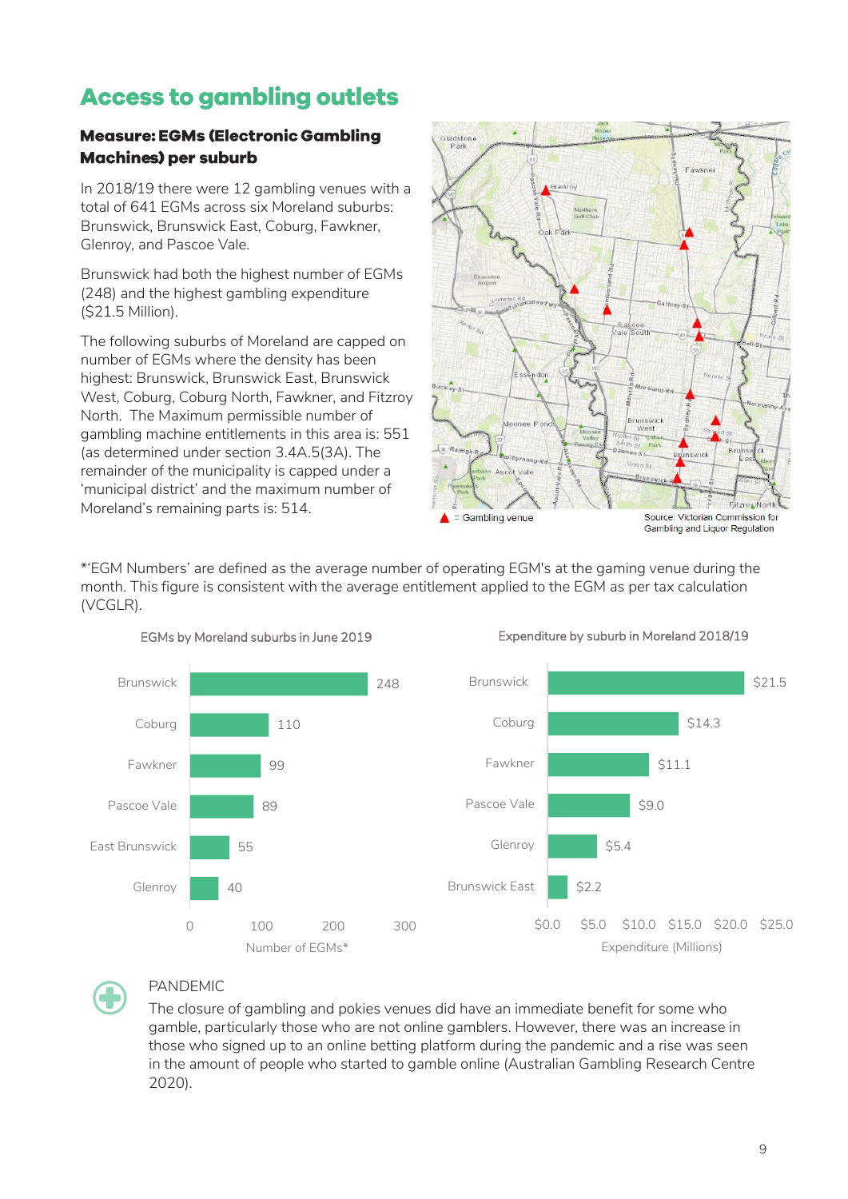## Access to gambling outlets

### Measure: EGMs (Electronic Gambling Machines) per suburb

In 2018/19 there were 12 gambling venues with a total of 641 EGMs across six Moreland suburbs: Brunswick, Brunswick East, Coburg, Fawkner, Glenroy, and Pascoe Vale.

Brunswick had both the highest number of EGMs (248) and the highest gambling expenditure ($21.5 Million).

The following suburbs of Moreland are capped on number of EGMs where the density has been highest: Brunswick, Brunswick East, Brunswick West, Coburg, Coburg North, Fawkner, and Fitzroy North. The Maximum permissible number of gambling machine entitlements in this area is: 551 (as determined under section 3.4A.5(3A). The remainder of the municipality is capped under a 'municipal district' and the maximum number of Moreland's remaining parts is: 514.

▲ = Gambling venue

Source: Victorian Commission for Gambling and Liquor Regulation

*'EGM Numbers' are defined as the average number of operating EGM's at the gaming venue during the month. This figure is consistent with the average entitlement applied to the EGM as per tax calculation (VCGLR).

**EGMs by Moreland suburbs in June 2019**

| Suburb | Number of EGMs* |
|---|---|
| Brunswick | 248 |
| Coburg | 110 |
| Fawkner | 99 |
| Pascoe Vale | 89 |
| East Brunswick | 55 |
| Glenroy | 40 |

**Expenditure by suburb in Moreland 2018/19**

| Suburb | Expenditure (Millions) |
|---|---|
| Brunswick | $21.5 |
| Coburg | $14.3 |
| Fawkner | $11.1 |
| Pascoe Vale | $9.0 |
| Glenroy | $5.4 |
| Brunswick East | $2.2 |

PANDEMIC

The closure of gambling and pokies venues did have an immediate benefit for some who gamble, particularly those who are not online gamblers. However, there was an increase in those who signed up to an online betting platform during the pandemic and a rise was seen in the amount of people who started to gamble online (Australian Gambling Research Centre 2020).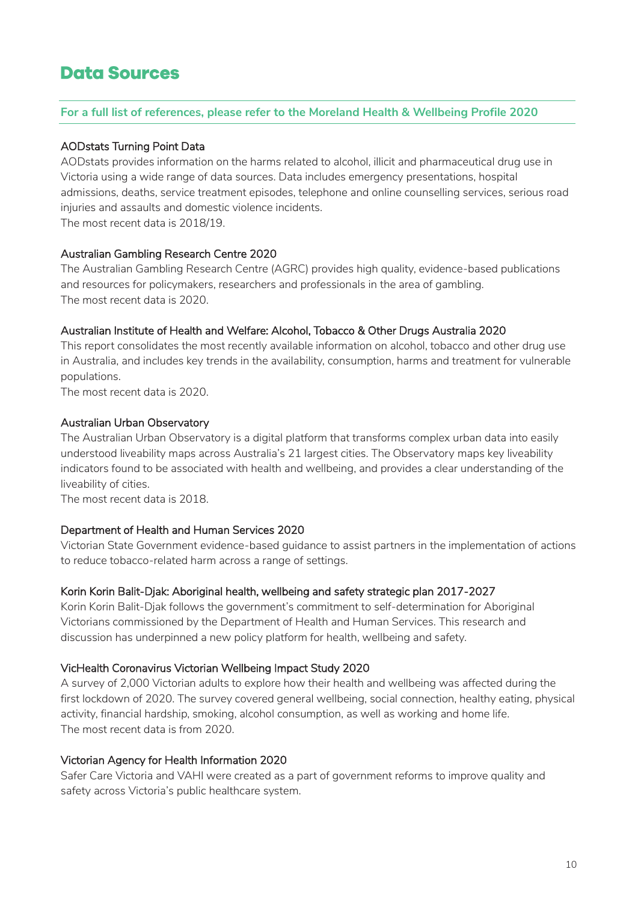# Data Sources

**For a full list of references, please refer to the Moreland Health & Wellbeing Profile 2020**

### AODstats Turning Point Data

AODstats provides information on the harms related to alcohol, illicit and pharmaceutical drug use in Victoria using a wide range of data sources. Data includes emergency presentations, hospital admissions, deaths, service treatment episodes, telephone and online counselling services, serious road injuries and assaults and domestic violence incidents.
The most recent data is 2018/19.

### Australian Gambling Research Centre 2020

The Australian Gambling Research Centre (AGRC) provides high quality, evidence-based publications and resources for policymakers, researchers and professionals in the area of gambling.
The most recent data is 2020.

### Australian Institute of Health and Welfare: Alcohol, Tobacco & Other Drugs Australia 2020

This report consolidates the most recently available information on alcohol, tobacco and other drug use in Australia, and includes key trends in the availability, consumption, harms and treatment for vulnerable populations.
The most recent data is 2020.

### Australian Urban Observatory

The Australian Urban Observatory is a digital platform that transforms complex urban data into easily understood liveability maps across Australia's 21 largest cities. The Observatory maps key liveability indicators found to be associated with health and wellbeing, and provides a clear understanding of the liveability of cities.
The most recent data is 2018.

### Department of Health and Human Services 2020

Victorian State Government evidence-based guidance to assist partners in the implementation of actions to reduce tobacco-related harm across a range of settings.

### Korin Korin Balit-Djak: Aboriginal health, wellbeing and safety strategic plan 2017-2027

Korin Korin Balit-Djak follows the government's commitment to self-determination for Aboriginal Victorians commissioned by the Department of Health and Human Services. This research and discussion has underpinned a new policy platform for health, wellbeing and safety.

### VicHealth Coronavirus Victorian Wellbeing Impact Study 2020

A survey of 2,000 Victorian adults to explore how their health and wellbeing was affected during the first lockdown of 2020. The survey covered general wellbeing, social connection, healthy eating, physical activity, financial hardship, smoking, alcohol consumption, as well as working and home life.
The most recent data is from 2020.

### Victorian Agency for Health Information 2020

Safer Care Victoria and VAHI were created as a part of government reforms to improve quality and safety across Victoria's public healthcare system.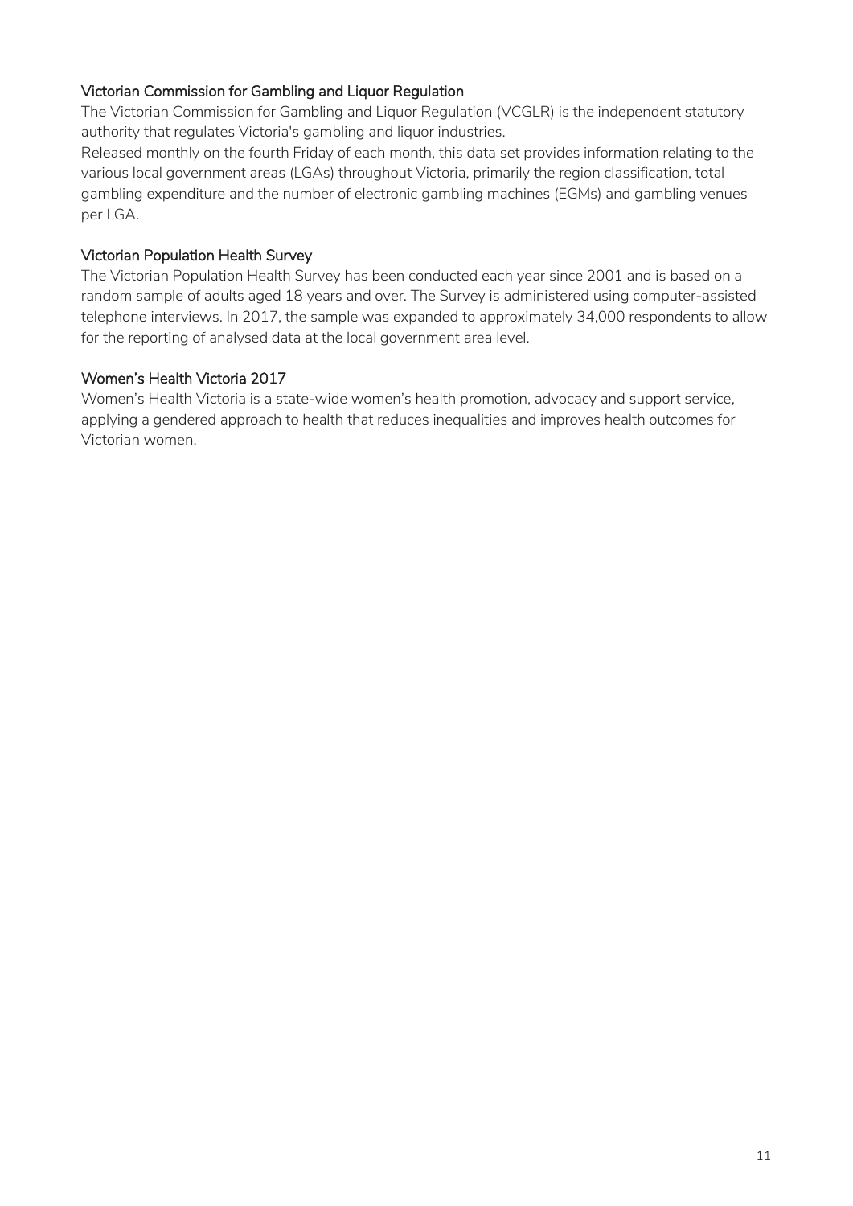### Victorian Commission for Gambling and Liquor Regulation

The Victorian Commission for Gambling and Liquor Regulation (VCGLR) is the independent statutory authority that regulates Victoria's gambling and liquor industries.

Released monthly on the fourth Friday of each month, this data set provides information relating to the various local government areas (LGAs) throughout Victoria, primarily the region classification, total gambling expenditure and the number of electronic gambling machines (EGMs) and gambling venues per LGA.

### Victorian Population Health Survey

The Victorian Population Health Survey has been conducted each year since 2001 and is based on a random sample of adults aged 18 years and over. The Survey is administered using computer-assisted telephone interviews. In 2017, the sample was expanded to approximately 34,000 respondents to allow for the reporting of analysed data at the local government area level.

### Women's Health Victoria 2017

Women's Health Victoria is a state-wide women's health promotion, advocacy and support service, applying a gendered approach to health that reduces inequalities and improves health outcomes for Victorian women.